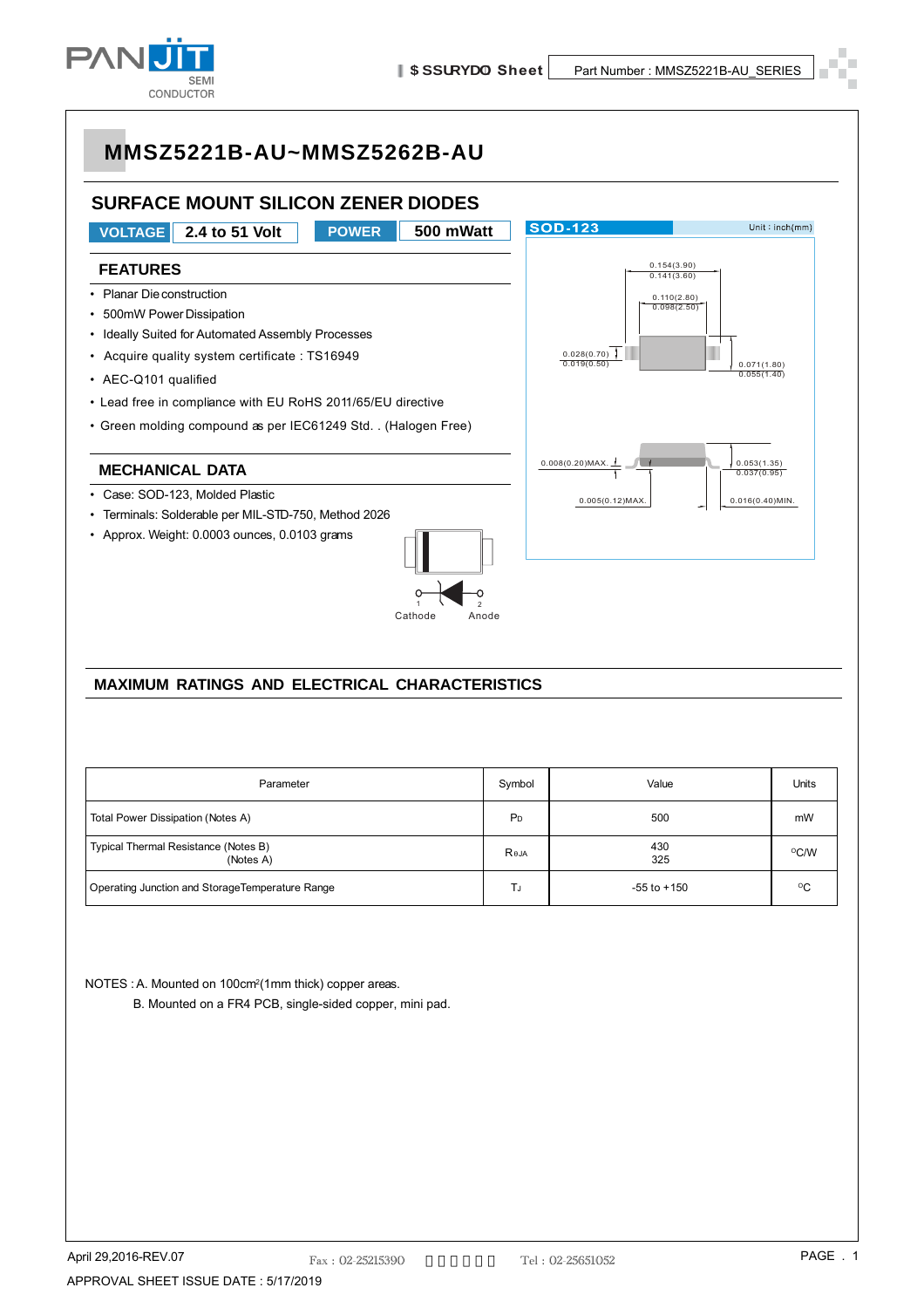# MMSZ5221B-AU~MMSZ5262B-AU

## SURFACE MOUNT SILICON ZENER DIODES

**VOLTAGE** 2.4 to 51 Volt **POWER** 500 mWatt

### FEATURES

- Planar Die construction
- 500mW Power Dissipation
- Ideally Suited for Automated Assembly Processes
- Acquire quality system certificate : TS16949
- AEC-Q101 qualified
- Lead free in compliance with EU RoHS 2011/65/EU directive
- Green molding compound as per IEC61249 Std. . (Halogen Free)

### MECHANICAL DATA

- Case: SOD-123, Molded Plastic
- Terminals: Solderable per MIL-STD-750, Method 2026
- Approx. Weight: 0.0003 ounces, 0.0103 grams

SOD-123 Unit : inch(mm)

0.154(3.90) 0.141(3.60)
0.110(2.80) 0.098(2.50)
0.028(0.70) 0.019(0.50)
0.071(1.80) 0.055(1.40)
0.008(0.20)MAX.
0.053(1.35) 0.037(0.95)
0.005(0.12)MAX.
0.016(0.40)MIN.

1 Cathode 2 Anode

### MAXIMUM RATINGS AND ELECTRICAL CHARACTERISTICS

| Parameter | Symbol | Value | Units |
|---|---|---|---|
| Total Power Dissipation (Notes A) | $P_D$ | 500 | mW |
| Typical Thermal Resistance (Notes B)<br>(Notes A) | $R_{θJA}$ | 430<br>325 | °C/W |
| Operating Junction and Storage Temperature Range | $T_J$ | -55 to +150 | °C |

NOTES : A. Mounted on 100cm²(1mm thick) copper areas.
B. Mounted on a FR4 PCB, single-sided copper, mini pad.

April 29,2016-REV.07

APPROVAL SHEET ISSUE DATE : 5/17/2019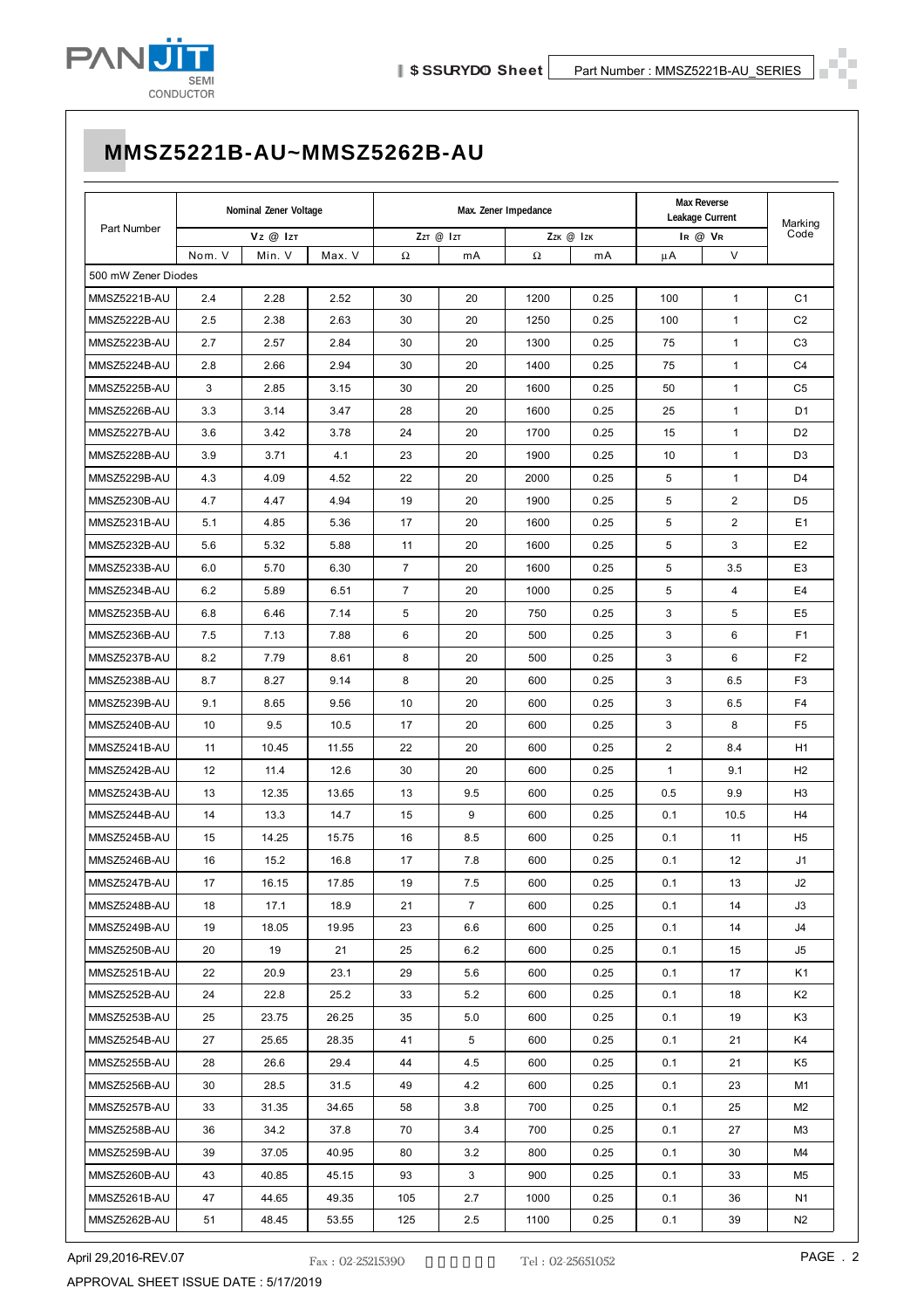# MMSZ5221B-AU~MMSZ5262B-AU

| Part Number | Nominal Zener Voltage | | | Max. Zener Impedance | | | | Max Reverse Leakage Current | | Marking Code |
|---|---|---|---|---|---|---|---|---|---|---|
| | $V_Z$ @ $I_{ZT}$ | | | $Z_{ZT}$ @ $I_{ZT}$ | | $Z_{ZK}$ @ $I_{ZK}$ | | $I_R$ @ $V_R$ | | |
| | Nom. V | Min. V | Max. V | Ω | mA | Ω | mA | µA | V | |
| 500 mW Zener Diodes | | | | | | | | | | |
| MMSZ5221B-AU | 2.4 | 2.28 | 2.52 | 30 | 20 | 1200 | 0.25 | 100 | 1 | C1 |
| MMSZ5222B-AU | 2.5 | 2.38 | 2.63 | 30 | 20 | 1250 | 0.25 | 100 | 1 | C2 |
| MMSZ5223B-AU | 2.7 | 2.57 | 2.84 | 30 | 20 | 1300 | 0.25 | 75 | 1 | C3 |
| MMSZ5224B-AU | 2.8 | 2.66 | 2.94 | 30 | 20 | 1400 | 0.25 | 75 | 1 | C4 |
| MMSZ5225B-AU | 3 | 2.85 | 3.15 | 30 | 20 | 1600 | 0.25 | 50 | 1 | C5 |
| MMSZ5226B-AU | 3.3 | 3.14 | 3.47 | 28 | 20 | 1600 | 0.25 | 25 | 1 | D1 |
| MMSZ5227B-AU | 3.6 | 3.42 | 3.78 | 24 | 20 | 1700 | 0.25 | 15 | 1 | D2 |
| MMSZ5228B-AU | 3.9 | 3.71 | 4.1 | 23 | 20 | 1900 | 0.25 | 10 | 1 | D3 |
| MMSZ5229B-AU | 4.3 | 4.09 | 4.52 | 22 | 20 | 2000 | 0.25 | 5 | 1 | D4 |
| MMSZ5230B-AU | 4.7 | 4.47 | 4.94 | 19 | 20 | 1900 | 0.25 | 5 | 2 | D5 |
| MMSZ5231B-AU | 5.1 | 4.85 | 5.36 | 17 | 20 | 1600 | 0.25 | 5 | 2 | E1 |
| MMSZ5232B-AU | 5.6 | 5.32 | 5.88 | 11 | 20 | 1600 | 0.25 | 5 | 3 | E2 |
| MMSZ5233B-AU | 6.0 | 5.70 | 6.30 | 7 | 20 | 1600 | 0.25 | 5 | 3.5 | E3 |
| MMSZ5234B-AU | 6.2 | 5.89 | 6.51 | 7 | 20 | 1000 | 0.25 | 5 | 4 | E4 |
| MMSZ5235B-AU | 6.8 | 6.46 | 7.14 | 5 | 20 | 750 | 0.25 | 3 | 5 | E5 |
| MMSZ5236B-AU | 7.5 | 7.13 | 7.88 | 6 | 20 | 500 | 0.25 | 3 | 6 | F1 |
| MMSZ5237B-AU | 8.2 | 7.79 | 8.61 | 8 | 20 | 500 | 0.25 | 3 | 6 | F2 |
| MMSZ5238B-AU | 8.7 | 8.27 | 9.14 | 8 | 20 | 600 | 0.25 | 3 | 6.5 | F3 |
| MMSZ5239B-AU | 9.1 | 8.65 | 9.56 | 10 | 20 | 600 | 0.25 | 3 | 6.5 | F4 |
| MMSZ5240B-AU | 10 | 9.5 | 10.5 | 17 | 20 | 600 | 0.25 | 3 | 8 | F5 |
| MMSZ5241B-AU | 11 | 10.45 | 11.55 | 22 | 20 | 600 | 0.25 | 2 | 8.4 | H1 |
| MMSZ5242B-AU | 12 | 11.4 | 12.6 | 30 | 20 | 600 | 0.25 | 1 | 9.1 | H2 |
| MMSZ5243B-AU | 13 | 12.35 | 13.65 | 13 | 9.5 | 600 | 0.25 | 0.5 | 9.9 | H3 |
| MMSZ5244B-AU | 14 | 13.3 | 14.7 | 15 | 9 | 600 | 0.25 | 0.1 | 10.5 | H4 |
| MMSZ5245B-AU | 15 | 14.25 | 15.75 | 16 | 8.5 | 600 | 0.25 | 0.1 | 11 | H5 |
| MMSZ5246B-AU | 16 | 15.2 | 16.8 | 17 | 7.8 | 600 | 0.25 | 0.1 | 12 | J1 |
| MMSZ5247B-AU | 17 | 16.15 | 17.85 | 19 | 7.5 | 600 | 0.25 | 0.1 | 13 | J2 |
| MMSZ5248B-AU | 18 | 17.1 | 18.9 | 21 | 7 | 600 | 0.25 | 0.1 | 14 | J3 |
| MMSZ5249B-AU | 19 | 18.05 | 19.95 | 23 | 6.6 | 600 | 0.25 | 0.1 | 14 | J4 |
| MMSZ5250B-AU | 20 | 19 | 21 | 25 | 6.2 | 600 | 0.25 | 0.1 | 15 | J5 |
| MMSZ5251B-AU | 22 | 20.9 | 23.1 | 29 | 5.6 | 600 | 0.25 | 0.1 | 17 | K1 |
| MMSZ5252B-AU | 24 | 22.8 | 25.2 | 33 | 5.2 | 600 | 0.25 | 0.1 | 18 | K2 |
| MMSZ5253B-AU | 25 | 23.75 | 26.25 | 35 | 5.0 | 600 | 0.25 | 0.1 | 19 | K3 |
| MMSZ5254B-AU | 27 | 25.65 | 28.35 | 41 | 5 | 600 | 0.25 | 0.1 | 21 | K4 |
| MMSZ5255B-AU | 28 | 26.6 | 29.4 | 44 | 4.5 | 600 | 0.25 | 0.1 | 21 | K5 |
| MMSZ5256B-AU | 30 | 28.5 | 31.5 | 49 | 4.2 | 600 | 0.25 | 0.1 | 23 | M1 |
| MMSZ5257B-AU | 33 | 31.35 | 34.65 | 58 | 3.8 | 700 | 0.25 | 0.1 | 25 | M2 |
| MMSZ5258B-AU | 36 | 34.2 | 37.8 | 70 | 3.4 | 700 | 0.25 | 0.1 | 27 | M3 |
| MMSZ5259B-AU | 39 | 37.05 | 40.95 | 80 | 3.2 | 800 | 0.25 | 0.1 | 30 | M4 |
| MMSZ5260B-AU | 43 | 40.85 | 45.15 | 93 | 3 | 900 | 0.25 | 0.1 | 33 | M5 |
| MMSZ5261B-AU | 47 | 44.65 | 49.35 | 105 | 2.7 | 1000 | 0.25 | 0.1 | 36 | N1 |
| MMSZ5262B-AU | 51 | 48.45 | 53.55 | 125 | 2.5 | 1100 | 0.25 | 0.1 | 39 | N2 |

April 29,2016-REV.07

APPROVAL SHEET ISSUE DATE : 5/17/2019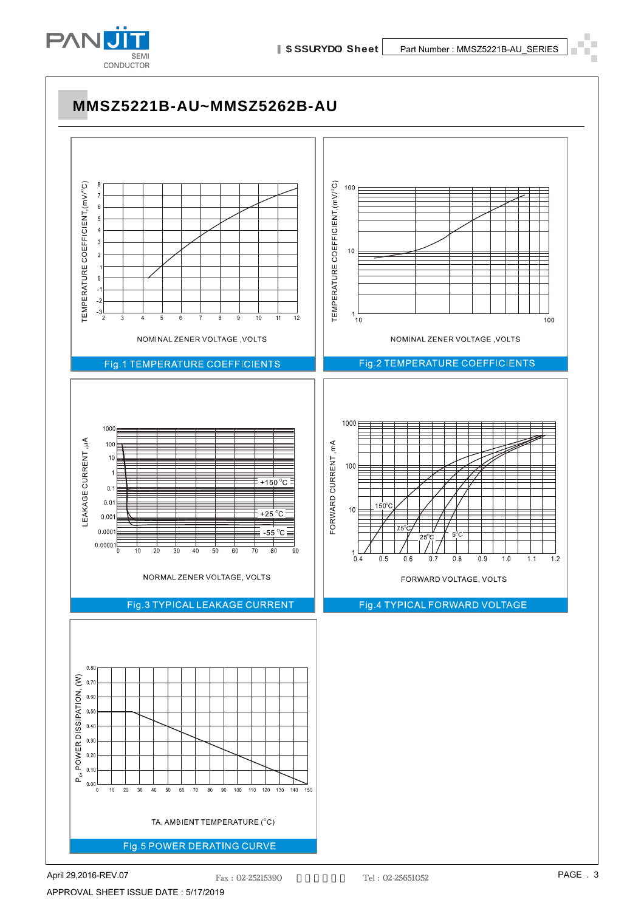# MMSZ5221B-AU~MMSZ5262B-AU

TEMPERATURE COEFFICIENT,(mV/°C)

NOMINAL ZENER VOLTAGE ,VOLTS

Fig.1 TEMPERATURE COEFFICIENTS

TEMPERATURE COEFFICIENT,(mV/°C)

NOMINAL ZENER VOLTAGE ,VOLTS

Fig.2 TEMPERATURE COEFFICIENTS

LEAKAGE CURRENT ,μA

NORMAL ZENER VOLTAGE, VOLTS

Fig.3 TYPICAL LEAKAGE CURRENT

FORWARD CURRENT ,mA

FORWARD VOLTAGE, VOLTS

Fig.4 TYPICAL FORWARD VOLTAGE

$P_D$, POWER DISSIPATION, (W)

TA, AMBIENT TEMPERATURE (°C)

Fig.5 POWER DERATING CURVE

April 29,2016-REV.07

APPROVAL SHEET ISSUE DATE : 5/17/2019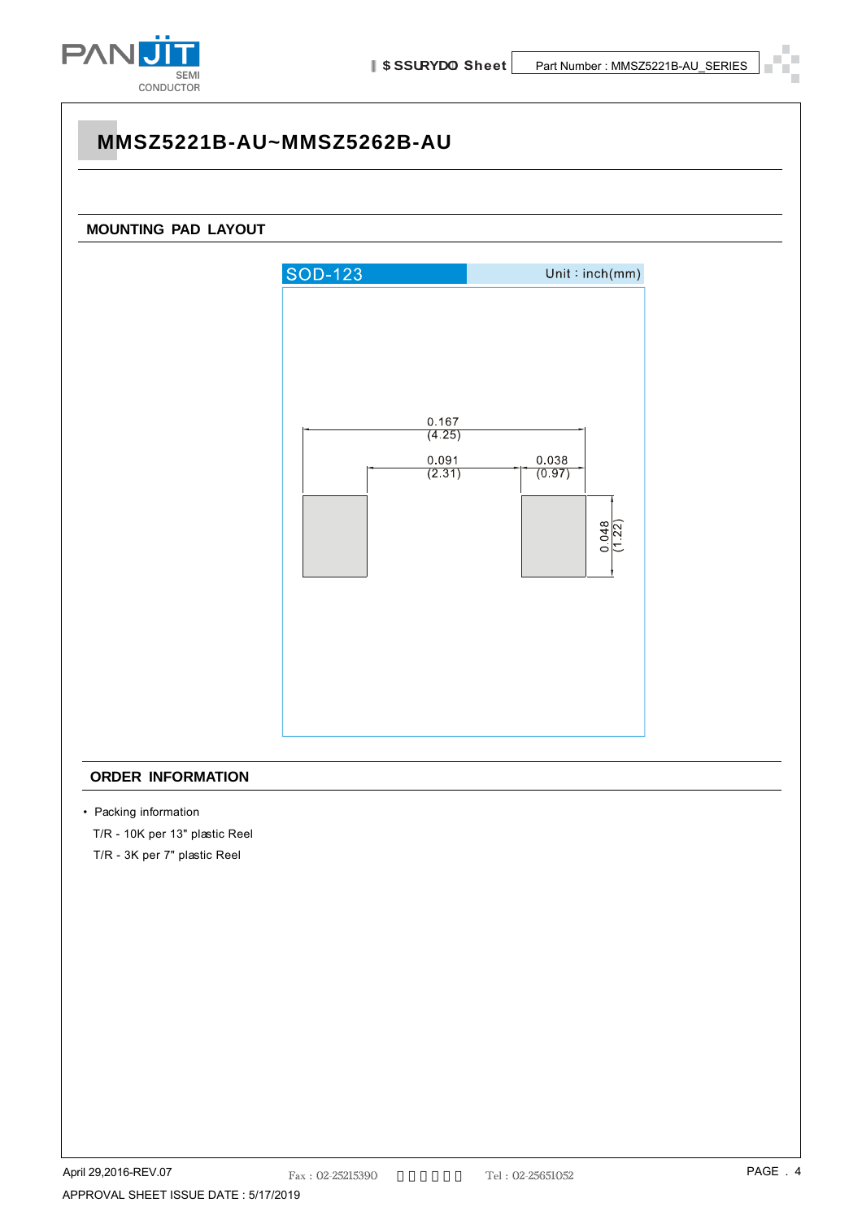# MMSZ5221B-AU~MMSZ5262B-AU

## MOUNTING PAD LAYOUT

SOD-123 Unit : inch(mm)

0.167 (4.25)

0.091 (2.31)

0.038 (0.97)

0.048 (1.22)

## ORDER INFORMATION

- Packing information

  T/R - 10K per 13" plastic Reel

  T/R - 3K per 7" plastic Reel

April 29,2016-REV.07

APPROVAL SHEET ISSUE DATE : 5/17/2019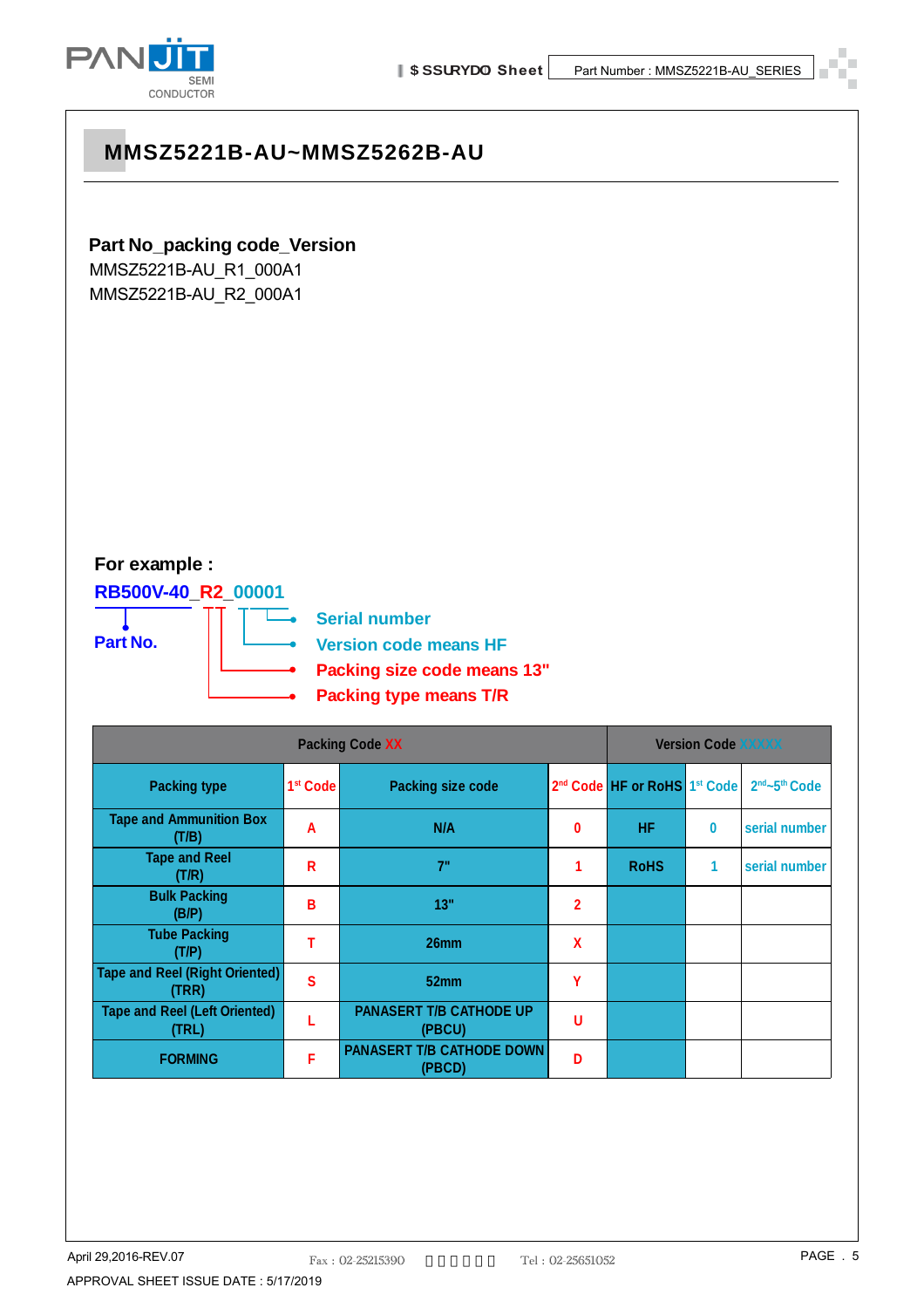# MMSZ5221B-AU~MMSZ5262B-AU

**Part No_packing code_Version**

MMSZ5221B-AU_R1_000A1
MMSZ5221B-AU_R2_000A1

**For example :**

**RB500V-40_R2_00001**

- **Part No.**
- **Serial number**
- **Version code means HF**
- **Packing size code means 13"**
- **Packing type means T/R**

| Packing Code XX | | | | Version Code XXXXX | | |
|---|---|---|---|---|---|---|
| Packing type | 1st Code | Packing size code | 2nd Code | HF or RoHS | 1st Code | 2nd~5th Code |
| Tape and Ammunition Box (T/B) | A | N/A | 0 | HF | 0 | serial number |
| Tape and Reel (T/R) | R | 7" | 1 | RoHS | 1 | serial number |
| Bulk Packing (B/P) | B | 13" | 2 | | | |
| Tube Packing (T/P) | T | 26mm | X | | | |
| Tape and Reel (Right Oriented) (TRR) | S | 52mm | Y | | | |
| Tape and Reel (Left Oriented) (TRL) | L | PANASERT T/B CATHODE UP (PBCU) | U | | | |
| FORMING | F | PANASERT T/B CATHODE DOWN (PBCD) | D | | | |

April 29,2016-REV.07

APPROVAL SHEET ISSUE DATE : 5/17/2019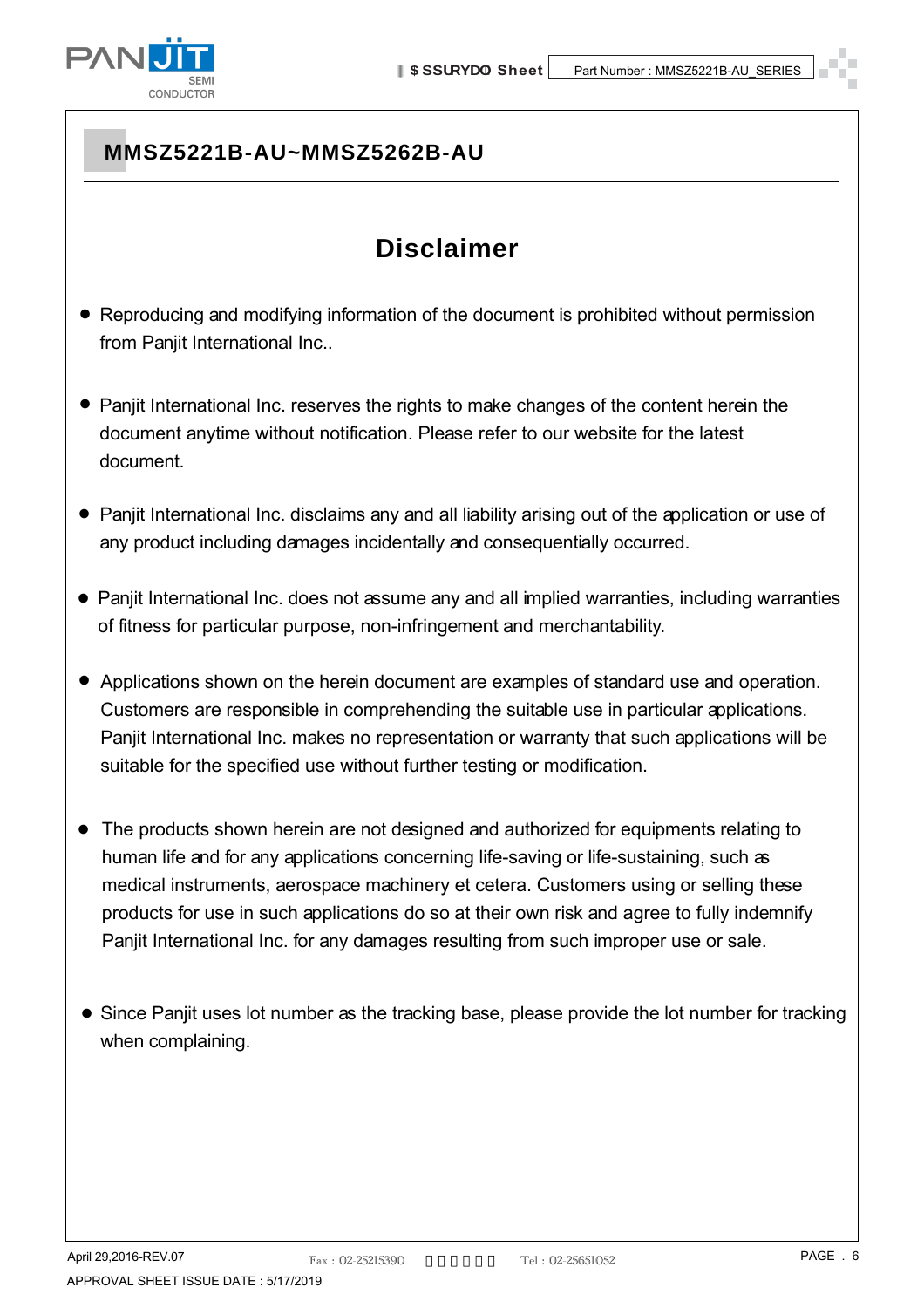## MMSZ5221B-AU~MMSZ5262B-AU

# Disclaimer

- Reproducing and modifying information of the document is prohibited without permission from Panjit International Inc..

- Panjit International Inc. reserves the rights to make changes of the content herein the document anytime without notification. Please refer to our website for the latest document.

- Panjit International Inc. disclaims any and all liability arising out of the application or use of any product including damages incidentally and consequentially occurred.

- Panjit International Inc. does not assume any and all implied warranties, including warranties of fitness for particular purpose, non-infringement and merchantability.

- Applications shown on the herein document are examples of standard use and operation. Customers are responsible in comprehending the suitable use in particular applications. Panjit International Inc. makes no representation or warranty that such applications will be suitable for the specified use without further testing or modification.

- The products shown herein are not designed and authorized for equipments relating to human life and for any applications concerning life-saving or life-sustaining, such as medical instruments, aerospace machinery et cetera. Customers using or selling these products for use in such applications do so at their own risk and agree to fully indemnify Panjit International Inc. for any damages resulting from such improper use or sale.

- Since Panjit uses lot number as the tracking base, please provide the lot number for tracking when complaining.